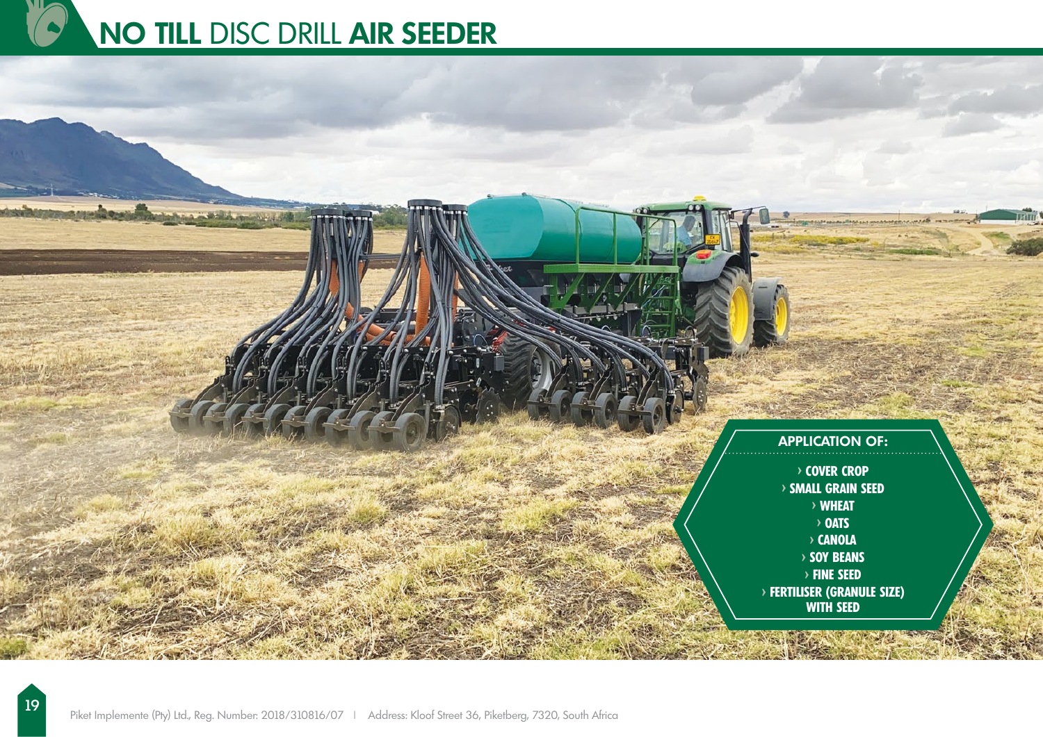# NO TILL DISC DRILL AIR SEEDER

**APPLICATION OF:**

- COVER CROP
- SMALL GRAIN SEED
- WHEAT
- OATS
- CANOLA
- SOY BEANS
- FINE SEED
- FERTILISER (GRANULE SIZE) WITH SEED

Piket Implemente (Pty) Ltd., Reg. Number: 2018/310816/07 | Address: Kloof Street 36, Piketberg, 7320, South Africa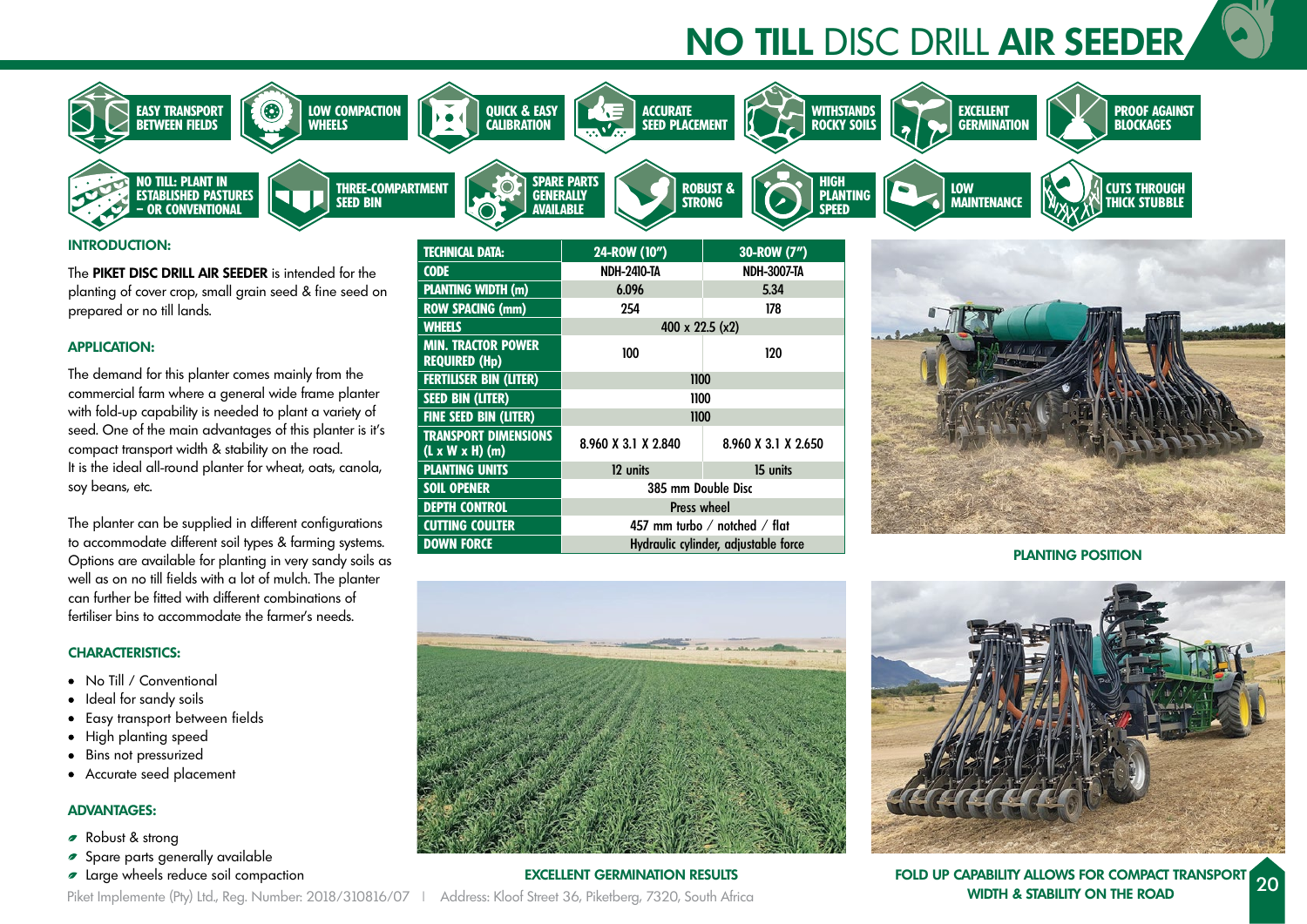# NO TILL DISC DRILL AIR SEEDER

EASY TRANSPORT BETWEEN FIELDS | LOW COMPACTION WHEELS | QUICK & EASY CALIBRATION | ACCURATE SEED PLACEMENT | WITHSTANDS ROCKY SOILS | EXCELLENT GERMINATION | PROOF AGAINST BLOCKAGES | NO TILL: PLANT IN ESTABLISHED PASTURES – OR CONVENTIONAL | THREE-COMPARTMENT SEED BIN | SPARE PARTS GENERALLY AVAILABLE | ROBUST & STRONG | HIGH PLANTING SPEED | LOW MAINTENANCE | CUTS THROUGH THICK STUBBLE

## INTRODUCTION:

The **PIKET DISC DRILL AIR SEEDER** is intended for the planting of cover crop, small grain seed & fine seed on prepared or no till lands.

## APPLICATION:

The demand for this planter comes mainly from the commercial farm where a general wide frame planter with fold-up capability is needed to plant a variety of seed. One of the main advantages of this planter is it's compact transport width & stability on the road.
It is the ideal all-round planter for wheat, oats, canola, soy beans, etc.

The planter can be supplied in different configurations to accommodate different soil types & farming systems. Options are available for planting in very sandy soils as well as on no till fields with a lot of mulch. The planter can further be fitted with different combinations of fertiliser bins to accommodate the farmer's needs.

## CHARACTERISTICS:

- No Till / Conventional
- Ideal for sandy soils
- Easy transport between fields
- High planting speed
- Bins not pressurized
- Accurate seed placement

## ADVANTAGES:

- Robust & strong
- Spare parts generally available
- Large wheels reduce soil compaction

| TECHNICAL DATA: | 24-ROW (10") | 30-ROW (7") |
|---|---|---|
| CODE | NDH-2410-TA | NDH-3007-TA |
| PLANTING WIDTH (m) | 6.096 | 5.34 |
| ROW SPACING (mm) | 254 | 178 |
| WHEELS | 400 x 22.5 (x2) | |
| MIN. TRACTOR POWER REQUIRED (Hp) | 100 | 120 |
| FERTILISER BIN (LITER) | 1100 | |
| SEED BIN (LITER) | 1100 | |
| FINE SEED BIN (LITER) | 1100 | |
| TRANSPORT DIMENSIONS (L x W x H) (m) | 8.960 X 3.1 X 2.840 | 8.960 X 3.1 X 2.650 |
| PLANTING UNITS | 12 units | 15 units |
| SOIL OPENER | 385 mm Double Disc | |
| DEPTH CONTROL | Press wheel | |
| CUTTING COULTER | 457 mm turbo / notched / flat | |
| DOWN FORCE | Hydraulic cylinder, adjustable force | |

PLANTING POSITION

EXCELLENT GERMINATION RESULTS

FOLD UP CAPABILITY ALLOWS FOR COMPACT TRANSPORT WIDTH & STABILITY ON THE ROAD

Piket Implemente (Pty) Ltd., Reg. Number: 2018/310816/07 | Address: Kloof Street 36, Piketberg, 7320, South Africa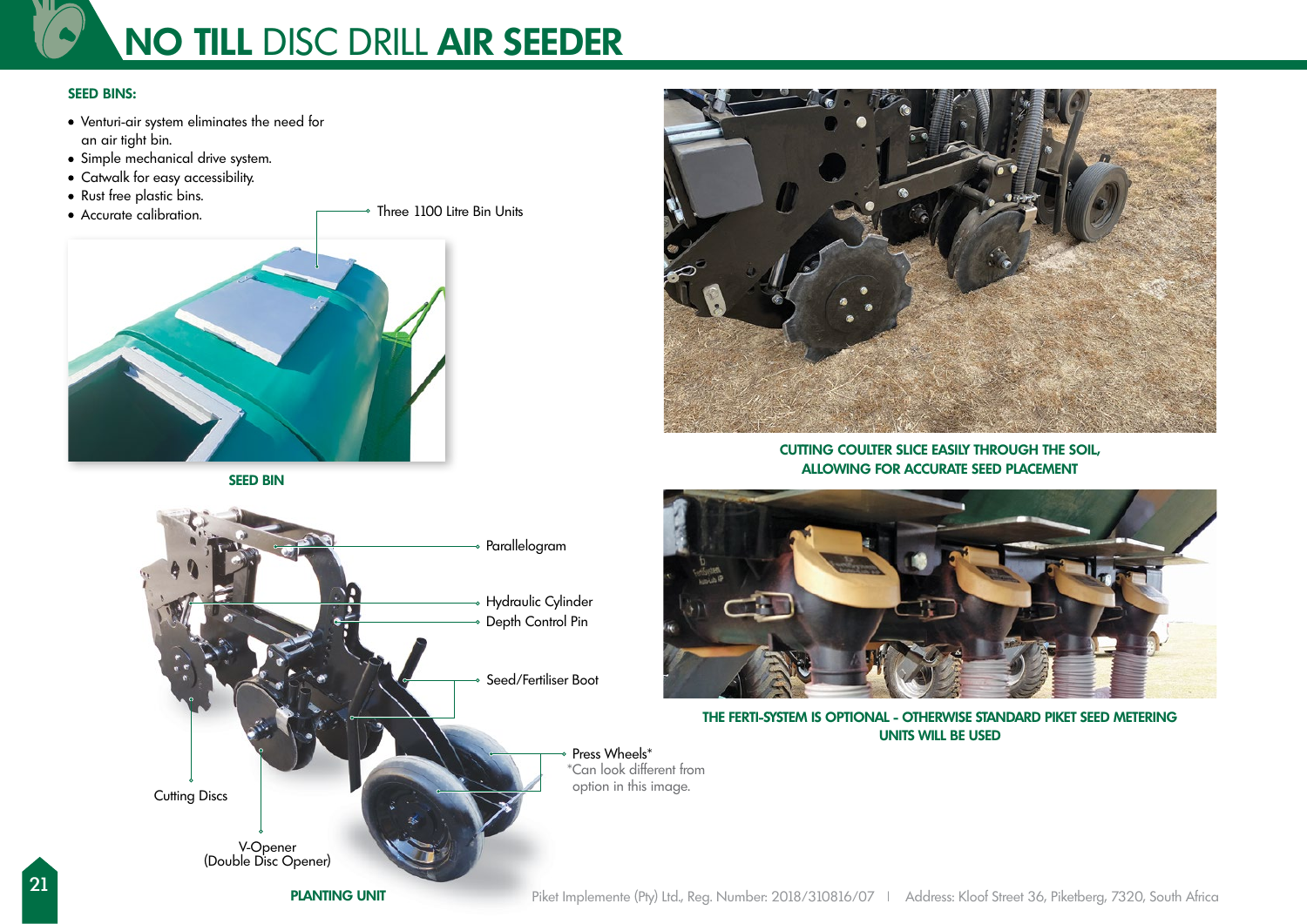# NO TILL DISC DRILL AIR SEEDER

## SEED BINS:

- Venturi-air system eliminates the need for an air tight bin.
- Simple mechanical drive system.
- Catwalk for easy accessibility.
- Rust free plastic bins.
- Accurate calibration.

Three 1100 Litre Bin Units

SEED BIN

CUTTING COULTER SLICE EASILY THROUGH THE SOIL, ALLOWING FOR ACCURATE SEED PLACEMENT

Parallelogram

Hydraulic Cylinder

Depth Control Pin

Seed/Fertiliser Boot

Press Wheels*

*Can look different from option in this image.

Cutting Discs

V-Opener
(Double Disc Opener)

PLANTING UNIT

THE FERTI-SYSTEM IS OPTIONAL - OTHERWISE STANDARD PIKET SEED METERING UNITS WILL BE USED

Piket Implemente (Pty) Ltd., Reg. Number: 2018/310816/07 | Address: Kloof Street 36, Piketberg, 7320, South Africa